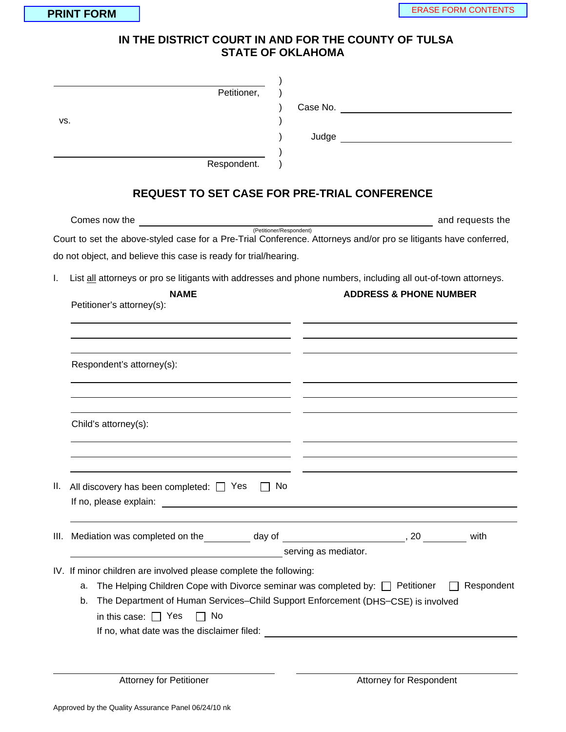PRINT FORM

ERASE FORM CONTENTS

# IN THE DISTRICT COURT IN AND FOR THE COUNTY OF TULSA
# STATE OF OKLAHOMA

______________________________ )
Petitioner, )
) Case No. ______________________
vs. )
) Judge ______________________
______________________________ )
Respondent. )

## REQUEST TO SET CASE FOR PRE-TRIAL CONFERENCE

Comes now the ______________________________ and requests the
(Petitioner/Respondent)

Court to set the above-styled case for a Pre-Trial Conference. Attorneys and/or pro se litigants have conferred, do not object, and believe this case is ready for trial/hearing.

I. List all attorneys or pro se litigants with addresses and phone numbers, including all out-of-town attorneys.

| NAME | ADDRESS & PHONE NUMBER |
|---|---|
| Petitioner's attorney(s): | |
| ______________________ | ______________________ |
| ______________________ | ______________________ |
| ______________________ | ______________________ |
| Respondent's attorney(s): | |
| ______________________ | ______________________ |
| ______________________ | ______________________ |
| ______________________ | ______________________ |
| Child's attorney(s): | |
| ______________________ | ______________________ |
| ______________________ | ______________________ |
| ______________________ | ______________________ |

II. All discovery has been completed: ☐ Yes ☐ No
If no, please explain: ______________________________
______________________________

III. Mediation was completed on the ________ day of ______________, 20 ________ with ______________________ serving as mediator.

IV. If minor children are involved please complete the following:

a. The Helping Children Cope with Divorce seminar was completed by: ☐ Petitioner ☐ Respondent

b. The Department of Human Services–Child Support Enforcement (DHS–CSE) is involved in this case: ☐ Yes ☐ No
If no, what date was the disclaimer filed: ______________________

______________________ Attorney for Petitioner

______________________ Attorney for Respondent

Approved by the Quality Assurance Panel 06/24/10 nk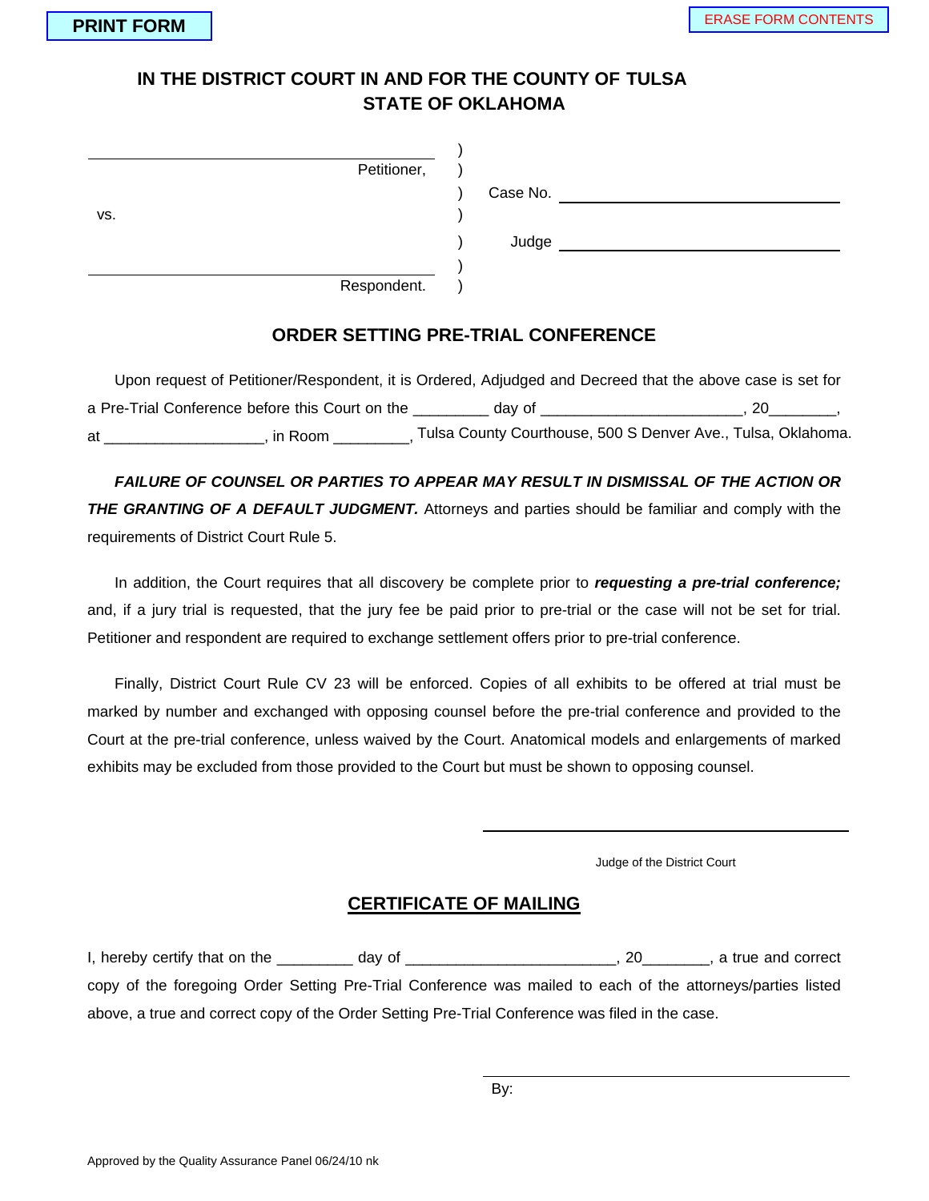PRINT FORM

ERASE FORM CONTENTS

## IN THE DISTRICT COURT IN AND FOR THE COUNTY OF TULSA
## STATE OF OKLAHOMA

| | | |
|---|---|---|
| ______________________________ Petitioner, | ) | |
| | ) | Case No. ______________________ |
| vs. | ) | |
| | ) | Judge ______________________ |
| ______________________________ Respondent. | ) | |

## ORDER SETTING PRE-TRIAL CONFERENCE

Upon request of Petitioner/Respondent, it is Ordered, Adjudged and Decreed that the above case is set for a Pre-Trial Conference before this Court on the _________ day of ________________________, 20________, at ___________________, in Room _________, Tulsa County Courthouse, 500 S Denver Ave., Tulsa, Oklahoma.

***FAILURE OF COUNSEL OR PARTIES TO APPEAR MAY RESULT IN DISMISSAL OF THE ACTION OR THE GRANTING OF A DEFAULT JUDGMENT.*** Attorneys and parties should be familiar and comply with the requirements of District Court Rule 5.

In addition, the Court requires that all discovery be complete prior to ***requesting a pre-trial conference;*** and, if a jury trial is requested, that the jury fee be paid prior to pre-trial or the case will not be set for trial. Petitioner and respondent are required to exchange settlement offers prior to pre-trial conference.

Finally, District Court Rule CV 23 will be enforced. Copies of all exhibits to be offered at trial must be marked by number and exchanged with opposing counsel before the pre-trial conference and provided to the Court at the pre-trial conference, unless waived by the Court. Anatomical models and enlargements of marked exhibits may be excluded from those provided to the Court but must be shown to opposing counsel.

______________________________
Judge of the District Court

## CERTIFICATE OF MAILING

I, hereby certify that on the _________ day of ________________________, 20________, a true and correct copy of the foregoing Order Setting Pre-Trial Conference was mailed to each of the attorneys/parties listed above, a true and correct copy of the Order Setting Pre-Trial Conference was filed in the case.

______________________________
By:

Approved by the Quality Assurance Panel 06/24/10 nk